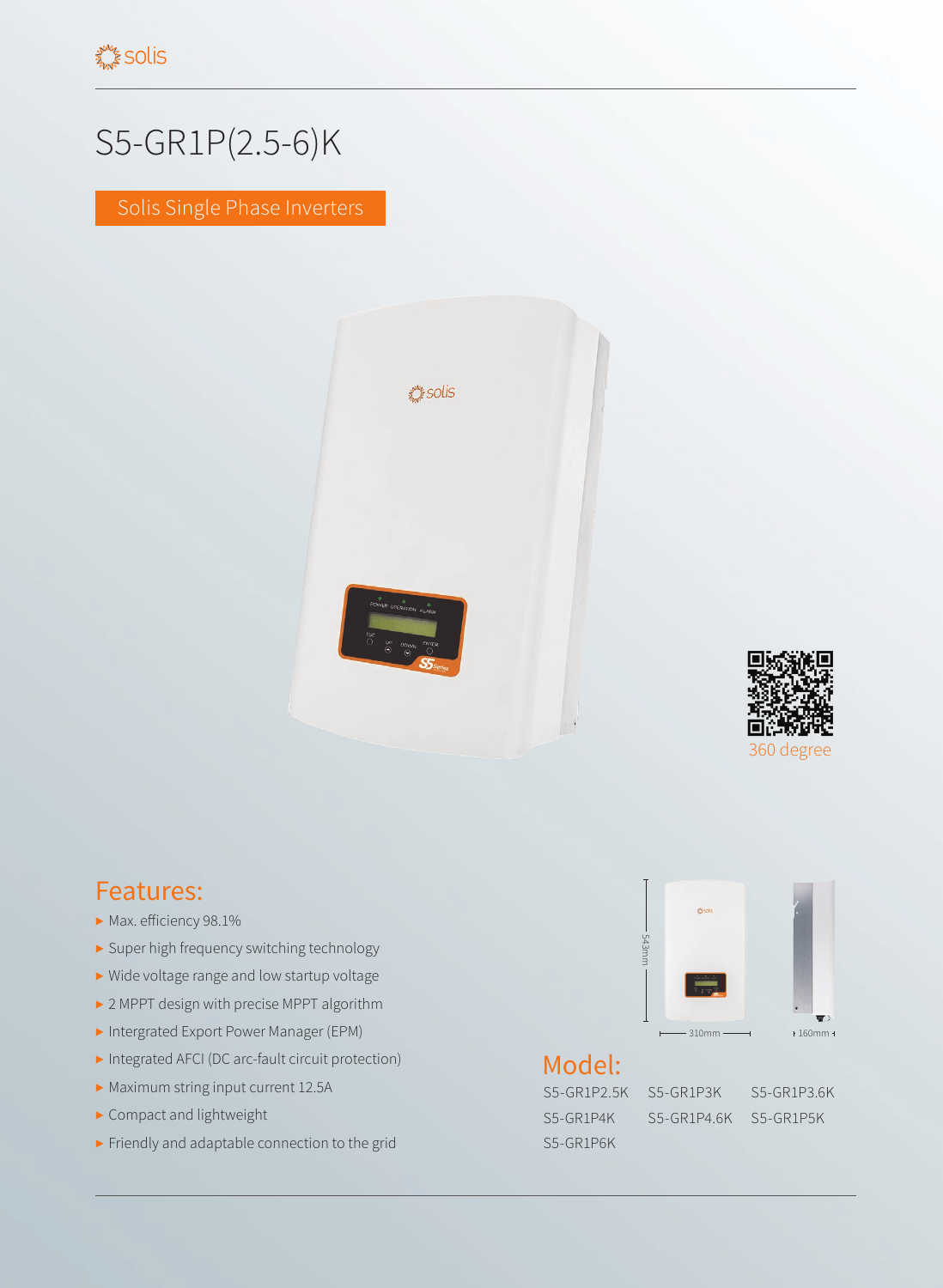# S5-GR1P(2.5-6)K

Solis Single Phase Inverters

360 degree

## Features:

- Max. efficiency 98.1%
- Super high frequency switching technology
- Wide voltage range and low startup voltage
- 2 MPPT design with precise MPPT algorithm
- Intergrated Export Power Manager (EPM)
- Integrated AFCI (DC arc-fault circuit protection)
- Maximum string input current 12.5A
- Compact and lightweight
- Friendly and adaptable connection to the grid

543mm

310mm

160mm

## Model:

| | | |
|---|---|---|
| S5-GR1P2.5K | S5-GR1P3K | S5-GR1P3.6K |
| S5-GR1P4K | S5-GR1P4.6K | S5-GR1P5K |
| S5-GR1P6K | | |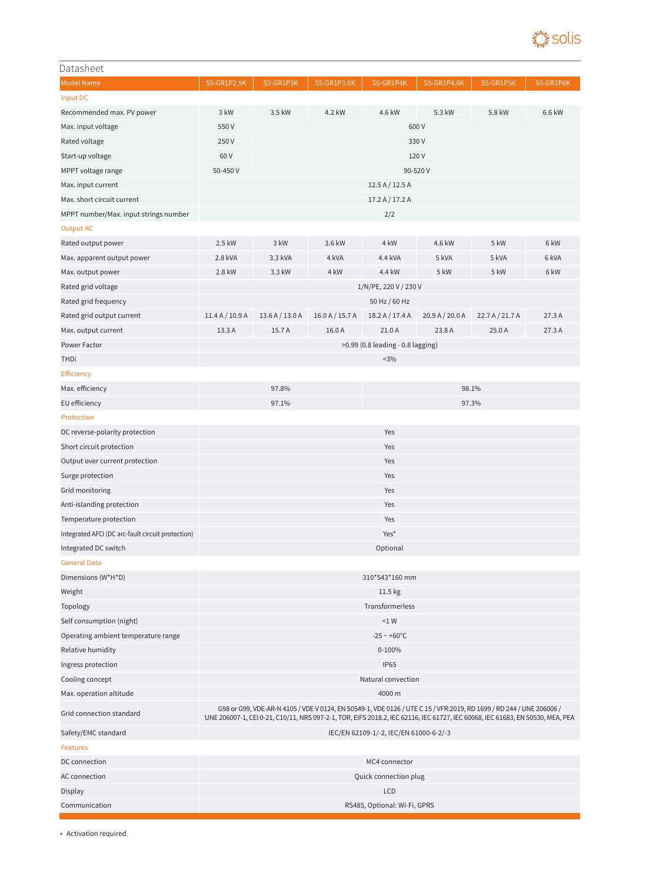## Datasheet

| Model Name | S5-GR1P2.5K | S5-GR1P3K | S5-GR1P3.6K | S5-GR1P4K | S5-GR1P4.6K | S5-GR1P5K | S5-GR1P6K |
|---|---|---|---|---|---|---|---|
| **Input DC** | | | | | | | |
| Recommended max. PV power | 3 kW | 3.5 kW | 4.2 kW | 4.6 kW | 5.3 kW | 5.8 kW | 6.6 kW |
| Max. input voltage | 550 V | 600 V | | | | | |
| Rated voltage | 250 V | 330 V | | | | | |
| Start-up voltage | 60 V | 120 V | | | | | |
| MPPT voltage range | 50-450 V | 90-520 V | | | | | |
| Max. input current | 12.5 A / 12.5 A | | | | | | |
| Max. short circuit current | 17.2 A / 17.2 A | | | | | | |
| MPPT number/Max. input strings number | 2/2 | | | | | | |
| **Output AC** | | | | | | | |
| Rated output power | 2.5 kW | 3 kW | 3.6 kW | 4 kW | 4.6 kW | 5 kW | 6 kW |
| Max. apparent output power | 2.8 kVA | 3.3 kVA | 4 kVA | 4.4 kVA | 5 kVA | 5 kVA | 6 kVA |
| Max. output power | 2.8 kW | 3.3 kW | 4 kW | 4.4 kW | 5 kW | 5 kW | 6 kW |
| Rated grid voltage | 1/N/PE, 220 V / 230 V | | | | | | |
| Rated grid frequency | 50 Hz / 60 Hz | | | | | | |
| Rated grid output current | 11.4 A / 10.9 A | 13.6 A / 13.0 A | 16.0 A / 15.7 A | 18.2 A / 17.4 A | 20.9 A / 20.0 A | 22.7 A / 21.7 A | 27.3 A |
| Max. output current | 13.3 A | 15.7 A | 16.0 A | 21.0 A | 23.8 A | 25.0 A | 27.3 A |
| Power Factor | >0.99 (0.8 leading - 0.8 lagging) | | | | | | |
| THDi | <3% | | | | | | |
| **Efficiency** | | | | | | | |
| Max. efficiency | 97.8% | | | 98.1% | | | |
| EU efficiency | 97.1% | | | 97.3% | | | |
| **Protection** | | | | | | | |
| DC reverse-polarity protection | Yes | | | | | | |
| Short circuit protection | Yes | | | | | | |
| Output over current protection | Yes | | | | | | |
| Surge protection | Yes | | | | | | |
| Grid monitoring | Yes | | | | | | |
| Anti-islanding protection | Yes | | | | | | |
| Temperature protection | Yes | | | | | | |
| Integrated AFCI (DC arc-fault circuit protection) | Yes* | | | | | | |
| Integrated DC switch | Optional | | | | | | |
| **General Data** | | | | | | | |
| Dimensions (W*H*D) | 310*543*160 mm | | | | | | |
| Weight | 11.5 kg | | | | | | |
| Topology | Transformerless | | | | | | |
| Self consumption (night) | <1 W | | | | | | |
| Operating ambient temperature range | -25 ~ +60°C | | | | | | |
| Relative humidity | 0-100% | | | | | | |
| Ingress protection | IP65 | | | | | | |
| Cooling concept | Natural convection | | | | | | |
| Max. operation altitude | 4000 m | | | | | | |
| Grid connection standard | G98 or G99, VDE-AR-N 4105 / VDE V 0124, EN 50549-1, VDE 0126 / UTE C 15 / VFR:2019, RD 1699 / RD 244 / UNE 206006 / UNE 206007-1, CEI 0-21, C10/11, NRS 097-2-1, TOR, EIFS 2018.2, IEC 62116, IEC 61727, IEC 60068, IEC 61683, EN 50530, MEA, PEA | | | | | | |
| Safety/EMC standard | IEC/EN 62109-1/-2, IEC/EN 61000-6-2/-3 | | | | | | |
| **Features** | | | | | | | |
| DC connection | MC4 connector | | | | | | |
| AC connection | Quick connection plug | | | | | | |
| Display | LCD | | | | | | |
| Communication | RS485, Optional: Wi-Fi, GPRS | | | | | | |

* Activation required.